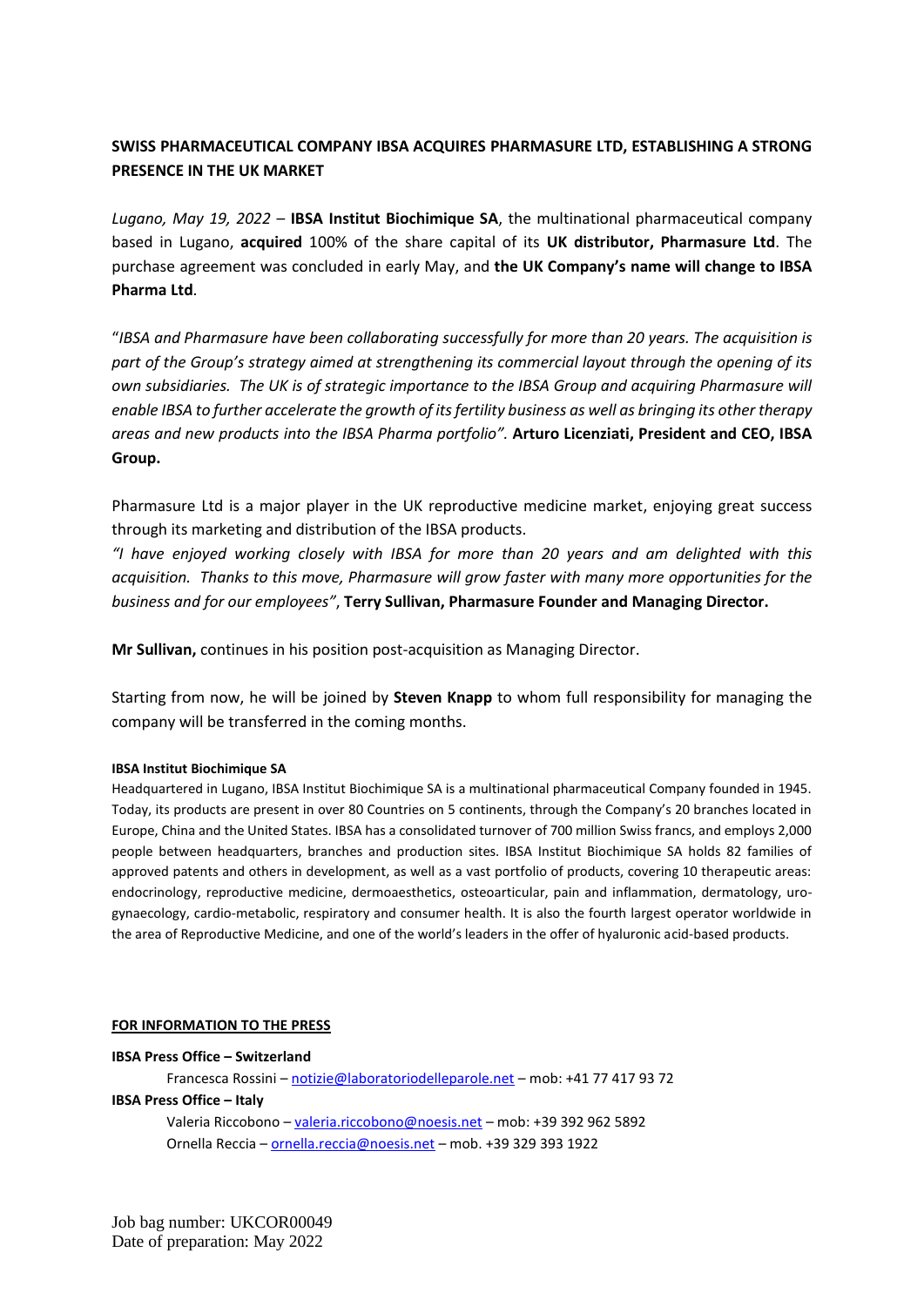**SWISS PHARMACEUTICAL COMPANY IBSA ACQUIRES PHARMASURE LTD, ESTABLISHING A STRONG PRESENCE IN THE UK MARKET**

*Lugano, May 19, 2022* – **IBSA Institut Biochimique SA**, the multinational pharmaceutical company based in Lugano, **acquired** 100% of the share capital of its **UK distributor, Pharmasure Ltd**. The purchase agreement was concluded in early May, and **the UK Company's name will change to IBSA Pharma Ltd**.

"*IBSA and Pharmasure have been collaborating successfully for more than 20 years. The acquisition is part of the Group's strategy aimed at strengthening its commercial layout through the opening of its own subsidiaries. The UK is of strategic importance to the IBSA Group and acquiring Pharmasure will enable IBSA to further accelerate the growth of its fertility business as well as bringing its other therapy areas and new products into the IBSA Pharma portfolio".* **Arturo Licenziati, President and CEO, IBSA Group.**

Pharmasure Ltd is a major player in the UK reproductive medicine market, enjoying great success through its marketing and distribution of the IBSA products.

*"I have enjoyed working closely with IBSA for more than 20 years and am delighted with this acquisition. Thanks to this move, Pharmasure will grow faster with many more opportunities for the business and for our employees"*, **Terry Sullivan, Pharmasure Founder and Managing Director.**

**Mr Sullivan,** continues in his position post-acquisition as Managing Director.

Starting from now, he will be joined by **Steven Knapp** to whom full responsibility for managing the company will be transferred in the coming months.

**IBSA Institut Biochimique SA**

Headquartered in Lugano, IBSA Institut Biochimique SA is a multinational pharmaceutical Company founded in 1945. Today, its products are present in over 80 Countries on 5 continents, through the Company's 20 branches located in Europe, China and the United States. IBSA has a consolidated turnover of 700 million Swiss francs, and employs 2,000 people between headquarters, branches and production sites. IBSA Institut Biochimique SA holds 82 families of approved patents and others in development, as well as a vast portfolio of products, covering 10 therapeutic areas: endocrinology, reproductive medicine, dermoaesthetics, osteoarticular, pain and inflammation, dermatology, uro-gynaecology, cardio-metabolic, respiratory and consumer health. It is also the fourth largest operator worldwide in the area of Reproductive Medicine, and one of the world's leaders in the offer of hyaluronic acid-based products.

**FOR INFORMATION TO THE PRESS**

**IBSA Press Office – Switzerland**

Francesca Rossini – notizie@laboratoriodelleparole.net – mob: +41 77 417 93 72

**IBSA Press Office – Italy**

Valeria Riccobono – valeria.riccobono@noesis.net – mob: +39 392 962 5892

Ornella Reccia – ornella.reccia@noesis.net – mob. +39 329 393 1922

Job bag number: UKCOR00049

Date of preparation: May 2022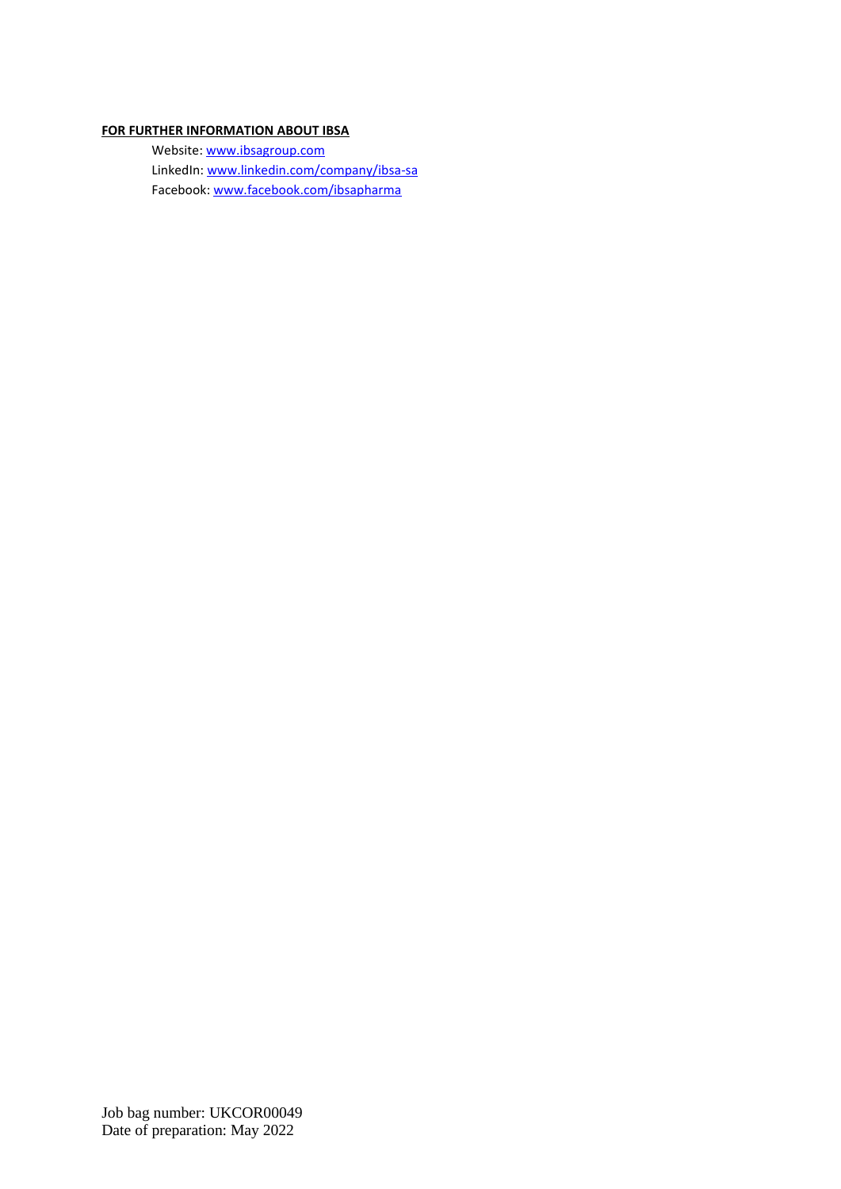**FOR FURTHER INFORMATION ABOUT IBSA**

Website: [www.ibsagroup.com](http://www.ibsagroup.com)
LinkedIn: [www.linkedin.com/company/ibsa-sa](http://www.linkedin.com/company/ibsa-sa)
Facebook: [www.facebook.com/ibsapharma](http://www.facebook.com/ibsapharma)

Job bag number: UKCOR00049
Date of preparation: May 2022